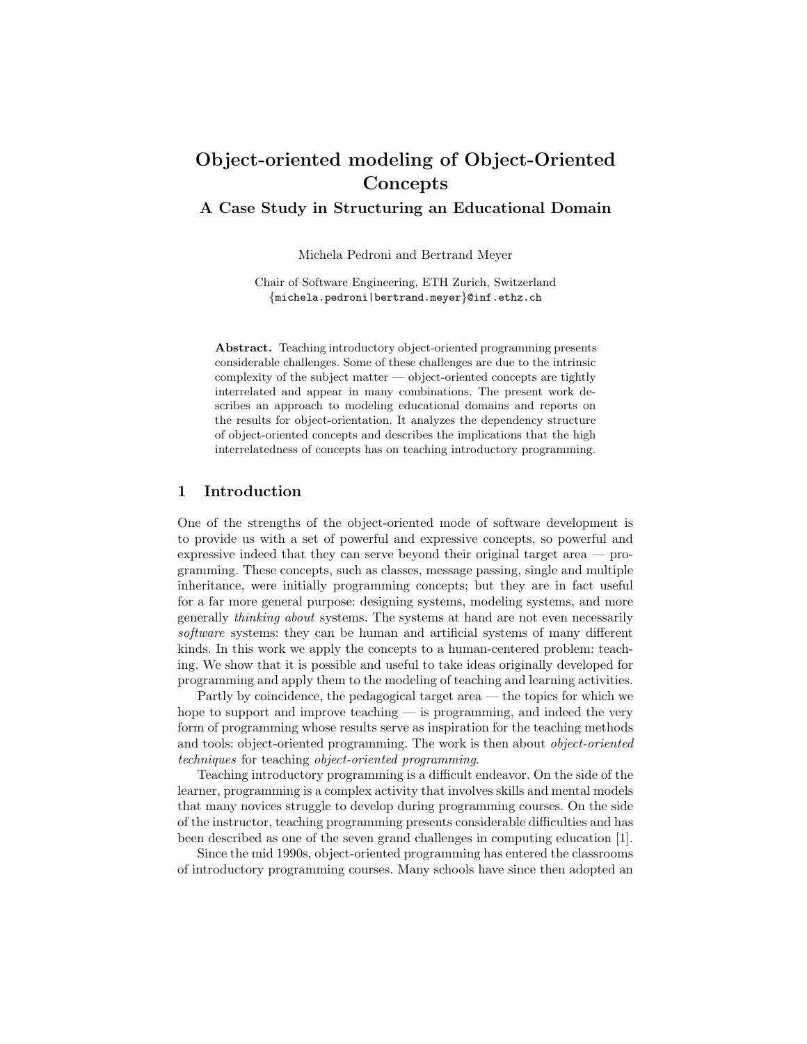# Object-oriented modeling of Object-Oriented Concepts

## A Case Study in Structuring an Educational Domain

Michela Pedroni and Bertrand Meyer

Chair of Software Engineering, ETH Zurich, Switzerland
{michela.pedroni|bertrand.meyer}@inf.ethz.ch

**Abstract.** Teaching introductory object-oriented programming presents considerable challenges. Some of these challenges are due to the intrinsic complexity of the subject matter — object-oriented concepts are tightly interrelated and appear in many combinations. The present work describes an approach to modeling educational domains and reports on the results for object-orientation. It analyzes the dependency structure of object-oriented concepts and describes the implications that the high interrelatedness of concepts has on teaching introductory programming.

## 1 Introduction

One of the strengths of the object-oriented mode of software development is to provide us with a set of powerful and expressive concepts, so powerful and expressive indeed that they can serve beyond their original target area — programming. These concepts, such as classes, message passing, single and multiple inheritance, were initially programming concepts; but they are in fact useful for a far more general purpose: designing systems, modeling systems, and more generally *thinking about* systems. The systems at hand are not even necessarily *software* systems: they can be human and artificial systems of many different kinds. In this work we apply the concepts to a human-centered problem: teaching. We show that it is possible and useful to take ideas originally developed for programming and apply them to the modeling of teaching and learning activities.

Partly by coincidence, the pedagogical target area — the topics for which we hope to support and improve teaching — is programming, and indeed the very form of programming whose results serve as inspiration for the teaching methods and tools: object-oriented programming. The work is then about *object-oriented techniques* for teaching *object-oriented programming*.

Teaching introductory programming is a difficult endeavor. On the side of the learner, programming is a complex activity that involves skills and mental models that many novices struggle to develop during programming courses. On the side of the instructor, teaching programming presents considerable difficulties and has been described as one of the seven grand challenges in computing education [1].

Since the mid 1990s, object-oriented programming has entered the classrooms of introductory programming courses. Many schools have since then adopted an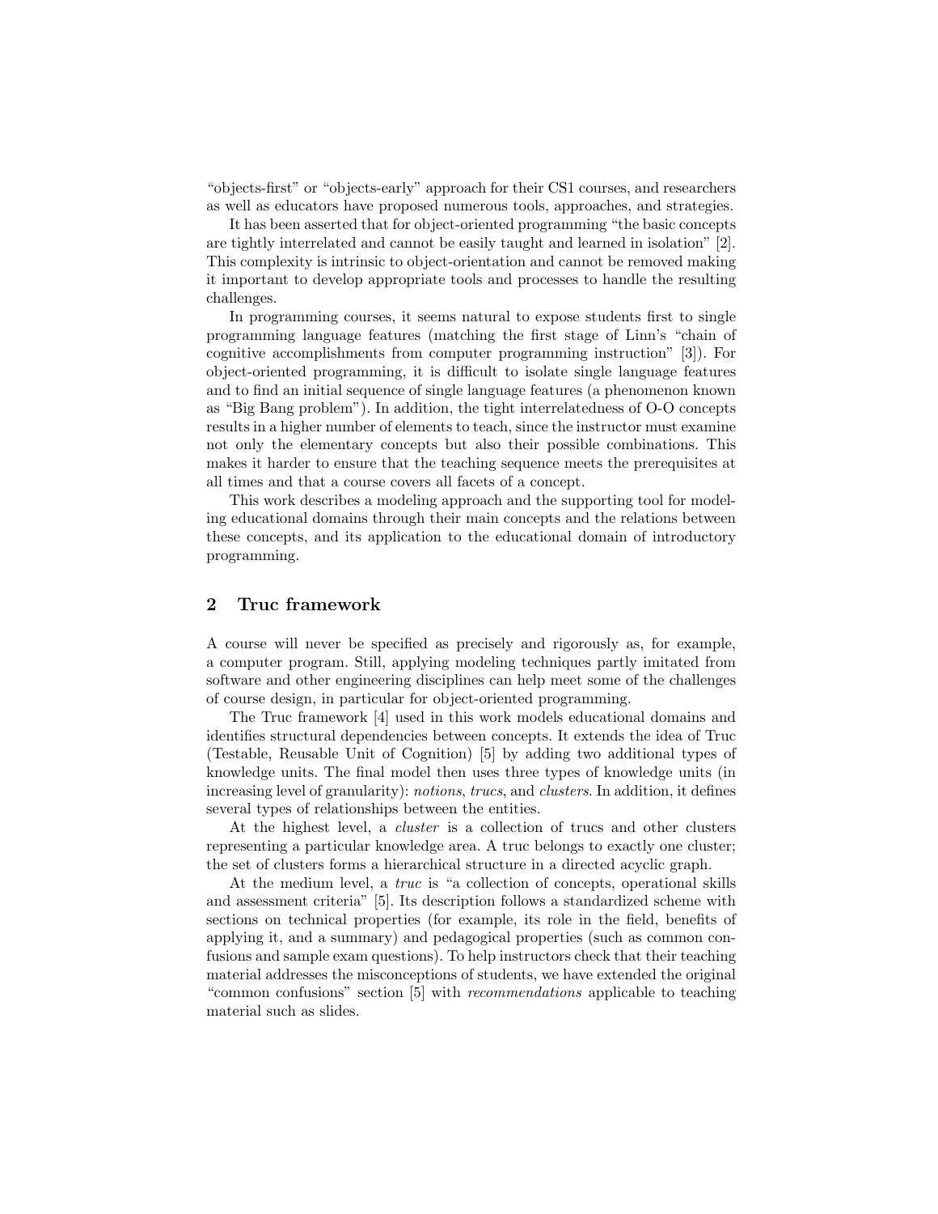"objects-first" or "objects-early" approach for their CS1 courses, and researchers as well as educators have proposed numerous tools, approaches, and strategies.

It has been asserted that for object-oriented programming "the basic concepts are tightly interrelated and cannot be easily taught and learned in isolation" [2]. This complexity is intrinsic to object-orientation and cannot be removed making it important to develop appropriate tools and processes to handle the resulting challenges.

In programming courses, it seems natural to expose students first to single programming language features (matching the first stage of Linn's "chain of cognitive accomplishments from computer programming instruction" [3]). For object-oriented programming, it is difficult to isolate single language features and to find an initial sequence of single language features (a phenomenon known as "Big Bang problem"). In addition, the tight interrelatedness of O-O concepts results in a higher number of elements to teach, since the instructor must examine not only the elementary concepts but also their possible combinations. This makes it harder to ensure that the teaching sequence meets the prerequisites at all times and that a course covers all facets of a concept.

This work describes a modeling approach and the supporting tool for modeling educational domains through their main concepts and the relations between these concepts, and its application to the educational domain of introductory programming.

## 2 Truc framework

A course will never be specified as precisely and rigorously as, for example, a computer program. Still, applying modeling techniques partly imitated from software and other engineering disciplines can help meet some of the challenges of course design, in particular for object-oriented programming.

The Truc framework [4] used in this work models educational domains and identifies structural dependencies between concepts. It extends the idea of Truc (Testable, Reusable Unit of Cognition) [5] by adding two additional types of knowledge units. The final model then uses three types of knowledge units (in increasing level of granularity): *notions*, *trucs*, and *clusters*. In addition, it defines several types of relationships between the entities.

At the highest level, a *cluster* is a collection of trucs and other clusters representing a particular knowledge area. A truc belongs to exactly one cluster; the set of clusters forms a hierarchical structure in a directed acyclic graph.

At the medium level, a *truc* is "a collection of concepts, operational skills and assessment criteria" [5]. Its description follows a standardized scheme with sections on technical properties (for example, its role in the field, benefits of applying it, and a summary) and pedagogical properties (such as common confusions and sample exam questions). To help instructors check that their teaching material addresses the misconceptions of students, we have extended the original "common confusions" section [5] with *recommendations* applicable to teaching material such as slides.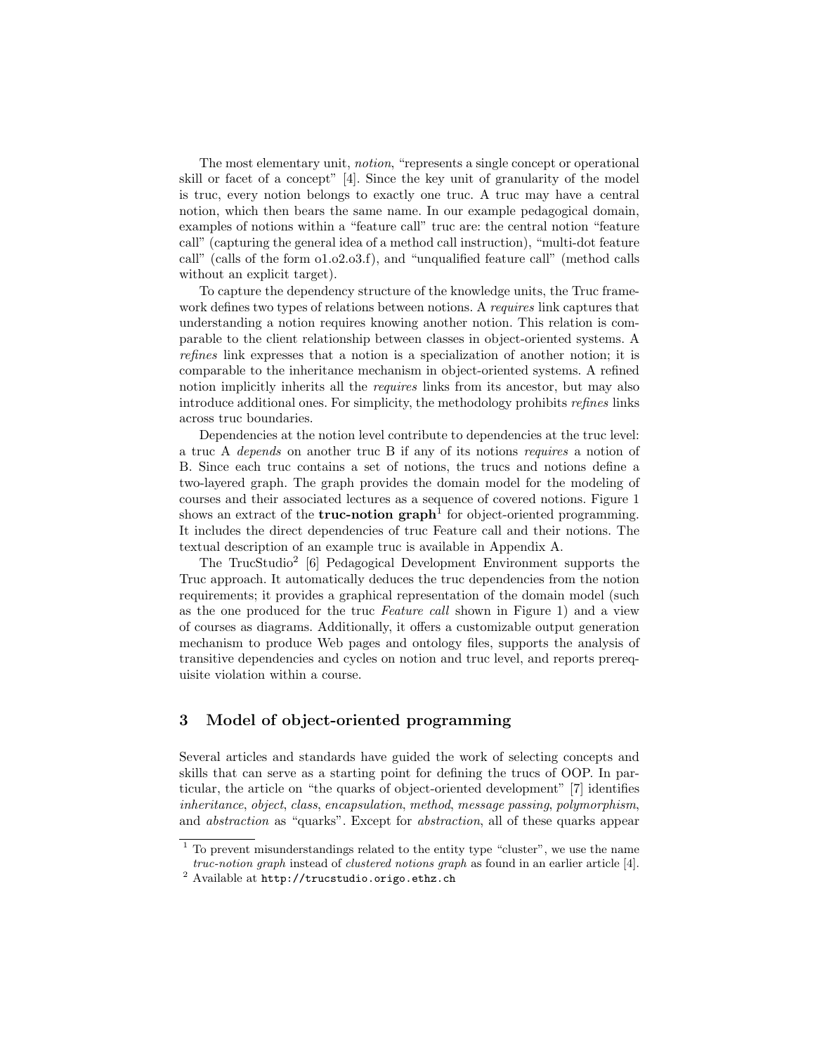The most elementary unit, *notion*, "represents a single concept or operational skill or facet of a concept" [4]. Since the key unit of granularity of the model is truc, every notion belongs to exactly one truc. A truc may have a central notion, which then bears the same name. In our example pedagogical domain, examples of notions within a "feature call" truc are: the central notion "feature call" (capturing the general idea of a method call instruction), "multi-dot feature call" (calls of the form o1.o2.o3.f), and "unqualified feature call" (method calls without an explicit target).

To capture the dependency structure of the knowledge units, the Truc framework defines two types of relations between notions. A *requires* link captures that understanding a notion requires knowing another notion. This relation is comparable to the client relationship between classes in object-oriented systems. A *refines* link expresses that a notion is a specialization of another notion; it is comparable to the inheritance mechanism in object-oriented systems. A refined notion implicitly inherits all the *requires* links from its ancestor, but may also introduce additional ones. For simplicity, the methodology prohibits *refines* links across truc boundaries.

Dependencies at the notion level contribute to dependencies at the truc level: a truc A *depends* on another truc B if any of its notions *requires* a notion of B. Since each truc contains a set of notions, the trucs and notions define a two-layered graph. The graph provides the domain model for the modeling of courses and their associated lectures as a sequence of covered notions. Figure 1 shows an extract of the **truc-notion graph**[1] for object-oriented programming. It includes the direct dependencies of truc Feature call and their notions. The textual description of an example truc is available in Appendix A.

The TrucStudio[2] [6] Pedagogical Development Environment supports the Truc approach. It automatically deduces the truc dependencies from the notion requirements; it provides a graphical representation of the domain model (such as the one produced for the truc *Feature call* shown in Figure 1) and a view of courses as diagrams. Additionally, it offers a customizable output generation mechanism to produce Web pages and ontology files, supports the analysis of transitive dependencies and cycles on notion and truc level, and reports prerequisite violation within a course.

## 3 Model of object-oriented programming

Several articles and standards have guided the work of selecting concepts and skills that can serve as a starting point for defining the trucs of OOP. In particular, the article on "the quarks of object-oriented development" [7] identifies *inheritance*, *object*, *class*, *encapsulation*, *method*, *message passing*, *polymorphism*, and *abstraction* as "quarks". Except for *abstraction*, all of these quarks appear

---

[1] To prevent misunderstandings related to the entity type "cluster", we use the name *truc-notion graph* instead of *clustered notions graph* as found in an earlier article [4].

[2] Available at `http://trucstudio.origo.ethz.ch`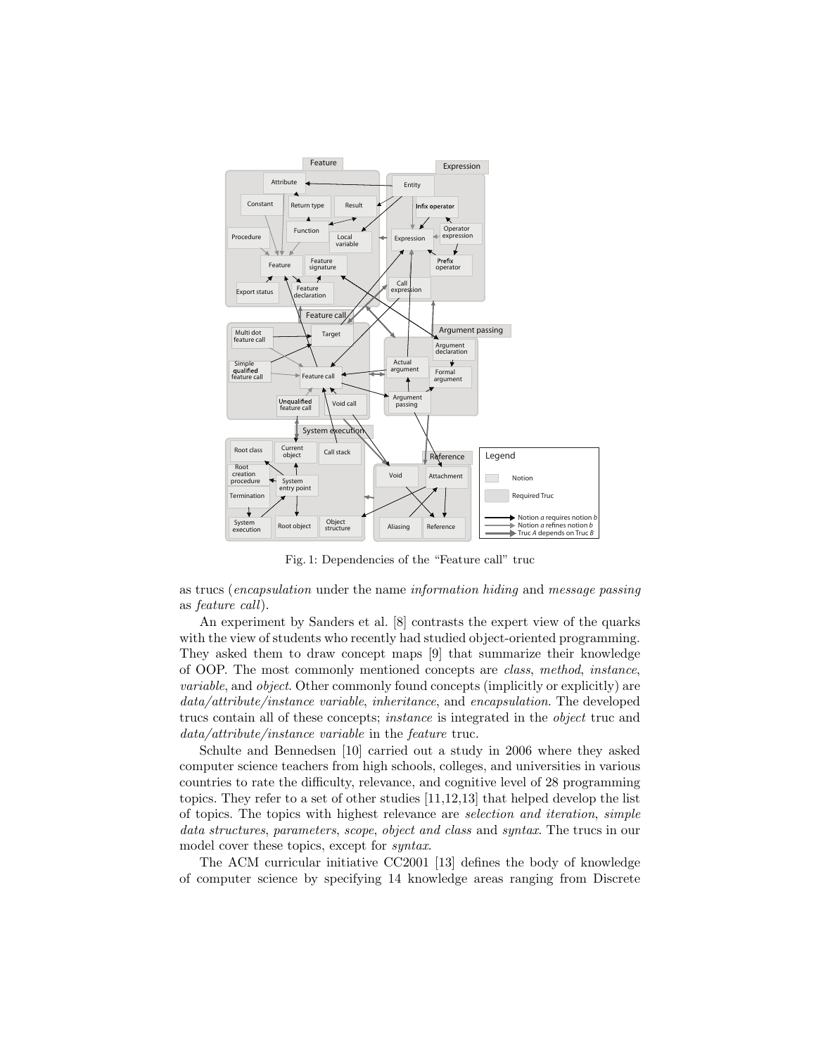Fig. 1: Dependencies of the "Feature call" truc

as trucs (*encapsulation* under the name *information hiding* and *message passing* as *feature call*).

An experiment by Sanders et al. [8] contrasts the expert view of the quarks with the view of students who recently had studied object-oriented programming. They asked them to draw concept maps [9] that summarize their knowledge of OOP. The most commonly mentioned concepts are *class*, *method*, *instance*, *variable*, and *object*. Other commonly found concepts (implicitly or explicitly) are *data/attribute/instance variable*, *inheritance*, and *encapsulation*. The developed trucs contain all of these concepts; *instance* is integrated in the *object* truc and *data/attribute/instance variable* in the *feature* truc.

Schulte and Bennedsen [10] carried out a study in 2006 where they asked computer science teachers from high schools, colleges, and universities in various countries to rate the difficulty, relevance, and cognitive level of 28 programming topics. They refer to a set of other studies [11,12,13] that helped develop the list of topics. The topics with highest relevance are *selection and iteration*, *simple data structures*, *parameters*, *scope*, *object and class* and *syntax*. The trucs in our model cover these topics, except for *syntax*.

The ACM curricular initiative CC2001 [13] defines the body of knowledge of computer science by specifying 14 knowledge areas ranging from Discrete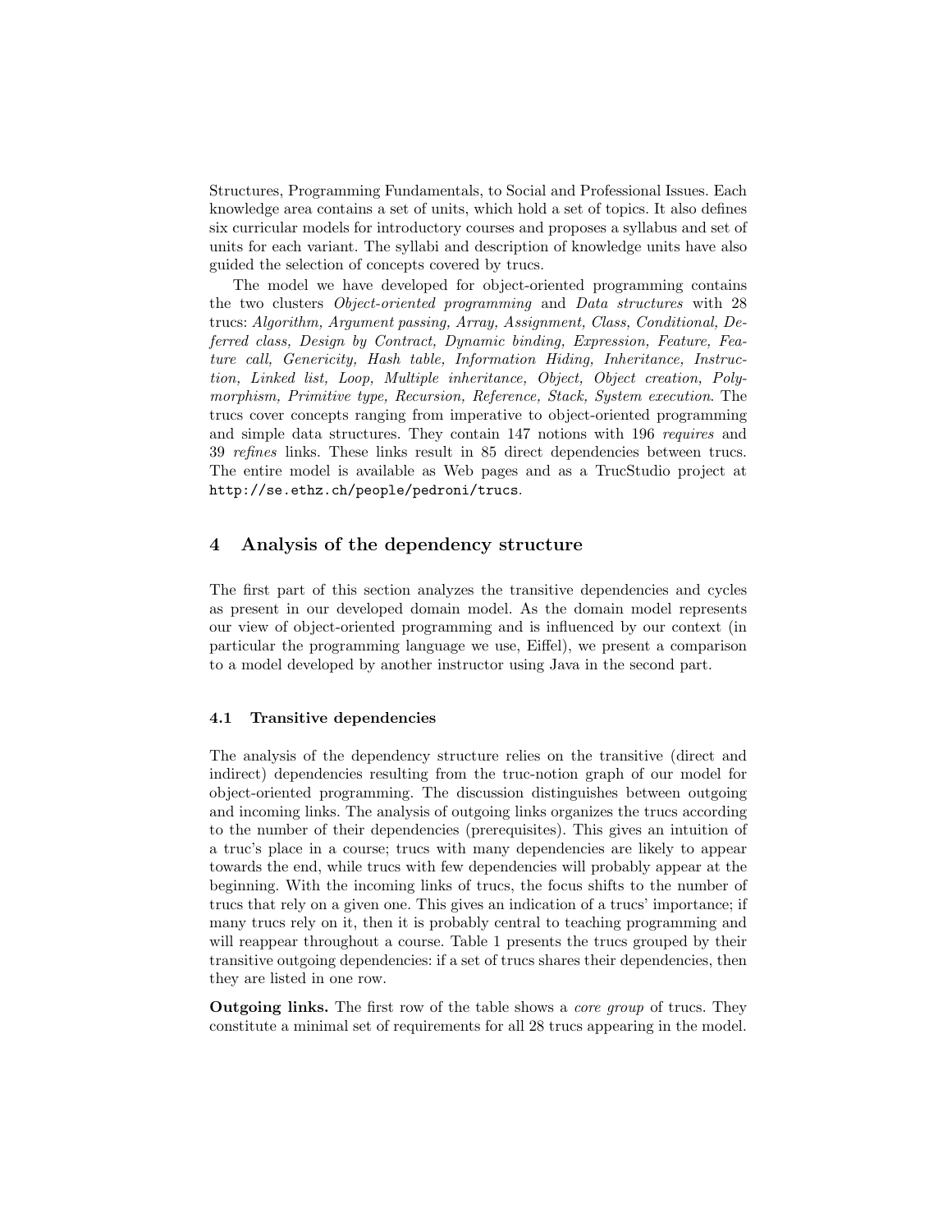Structures, Programming Fundamentals, to Social and Professional Issues. Each knowledge area contains a set of units, which hold a set of topics. It also defines six curricular models for introductory courses and proposes a syllabus and set of units for each variant. The syllabi and description of knowledge units have also guided the selection of concepts covered by trucs.

The model we have developed for object-oriented programming contains the two clusters *Object-oriented programming* and *Data structures* with 28 trucs: *Algorithm, Argument passing, Array, Assignment, Class, Conditional, Deferred class, Design by Contract, Dynamic binding, Expression, Feature, Feature call, Genericity, Hash table, Information Hiding, Inheritance, Instruction, Linked list, Loop, Multiple inheritance, Object, Object creation, Polymorphism, Primitive type, Recursion, Reference, Stack, System execution*. The trucs cover concepts ranging from imperative to object-oriented programming and simple data structures. They contain 147 notions with 196 *requires* and 39 *refines* links. These links result in 85 direct dependencies between trucs. The entire model is available as Web pages and as a TrucStudio project at `http://se.ethz.ch/people/pedroni/trucs`.

## 4 Analysis of the dependency structure

The first part of this section analyzes the transitive dependencies and cycles as present in our developed domain model. As the domain model represents our view of object-oriented programming and is influenced by our context (in particular the programming language we use, Eiffel), we present a comparison to a model developed by another instructor using Java in the second part.

### 4.1 Transitive dependencies

The analysis of the dependency structure relies on the transitive (direct and indirect) dependencies resulting from the truc-notion graph of our model for object-oriented programming. The discussion distinguishes between outgoing and incoming links. The analysis of outgoing links organizes the trucs according to the number of their dependencies (prerequisites). This gives an intuition of a truc's place in a course; trucs with many dependencies are likely to appear towards the end, while trucs with few dependencies will probably appear at the beginning. With the incoming links of trucs, the focus shifts to the number of trucs that rely on a given one. This gives an indication of a trucs' importance; if many trucs rely on it, then it is probably central to teaching programming and will reappear throughout a course. Table 1 presents the trucs grouped by their transitive outgoing dependencies: if a set of trucs shares their dependencies, then they are listed in one row.

**Outgoing links.** The first row of the table shows a *core group* of trucs. They constitute a minimal set of requirements for all 28 trucs appearing in the model.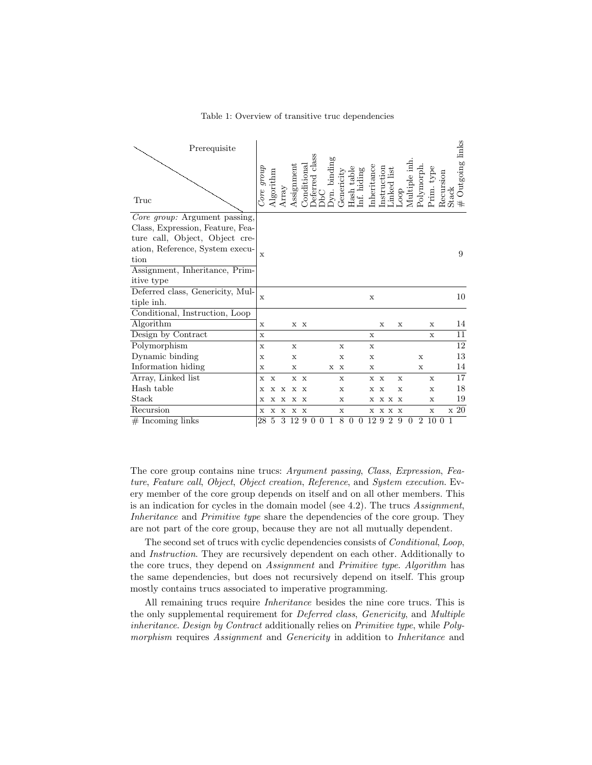Table 1: Overview of transitive truc dependencies

| Truc \ Prerequisite | *Core group* | Algorithm | Array | Assignment | Conditional | Deferred class | DbC | Dyn. binding | Genericity | Hash table | Inf. hiding | Inheritance | Instruction | Linked list | Loop | Multiple inh. | Polymorph. | Prim. type | Recursion | Stack | # Outgoing links |
|---|---|---|---|---|---|---|---|---|---|---|---|---|---|---|---|---|---|---|---|---|---|
| *Core group:* Argument passing, Class, Expression, Feature, Feature call, Object, Object creation, Reference, System execution; Assignment, Inheritance, Primitive type | x | | | | | | | | | | | | | | | | | | | | 9 |
| Deferred class, Genericity, Multiple inh. | x | | | | | | | | | | | x | | | | | | | | | 10 |
| Conditional, Instruction, Loop | | | | | | | | | | | | | | | | | | | | | |
| Algorithm | x | | | x | x | | | | | | | | x | | x | | | x | | | 14 |
| Design by Contract | x | | | | | | | | | | | x | | | | | | x | | | 11 |
| Polymorphism | x | | | x | | | | | x | | | x | | | | | | | | | 12 |
| Dynamic binding | x | | | x | | | | | x | | | x | | | | | x | | | | 13 |
| Information hiding | x | | | x | | | | x | x | | | x | | | | | x | | | | 14 |
| Array, Linked list | x | x | | x | x | | | | x | | | x | x | | x | | | x | | | 17 |
| Hash table | x | x | x | x | x | | | | x | | | x | x | | x | | | x | | | 18 |
| Stack | x | x | x | x | x | | | | x | | | x | x | x | x | | | x | | | 19 |
| Recursion | x | x | x | x | x | | | | x | | | x | x | x | x | | | x | | x | 20 |
| # Incoming links | 28 | 5 | 3 | 12 | 9 | 0 | 0 | 1 | 8 | 0 | 0 | 12 | 9 | 2 | 9 | 0 | 2 | 10 | 0 | 1 | |

The core group contains nine trucs: *Argument passing*, *Class*, *Expression*, *Feature*, *Feature call*, *Object*, *Object creation*, *Reference*, and *System execution*. Every member of the core group depends on itself and on all other members. This is an indication for cycles in the domain model (see 4.2). The trucs *Assignment*, *Inheritance* and *Primitive type* share the dependencies of the core group. They are not part of the core group, because they are not all mutually dependent.

The second set of trucs with cyclic dependencies consists of *Conditional*, *Loop*, and *Instruction*. They are recursively dependent on each other. Additionally to the core trucs, they depend on *Assignment* and *Primitive type*. *Algorithm* has the same dependencies, but does not recursively depend on itself. This group mostly contains trucs associated to imperative programming.

All remaining trucs require *Inheritance* besides the nine core trucs. This is the only supplemental requirement for *Deferred class*, *Genericity*, and *Multiple inheritance*. *Design by Contract* additionally relies on *Primitive type*, while *Polymorphism* requires *Assignment* and *Genericity* in addition to *Inheritance* and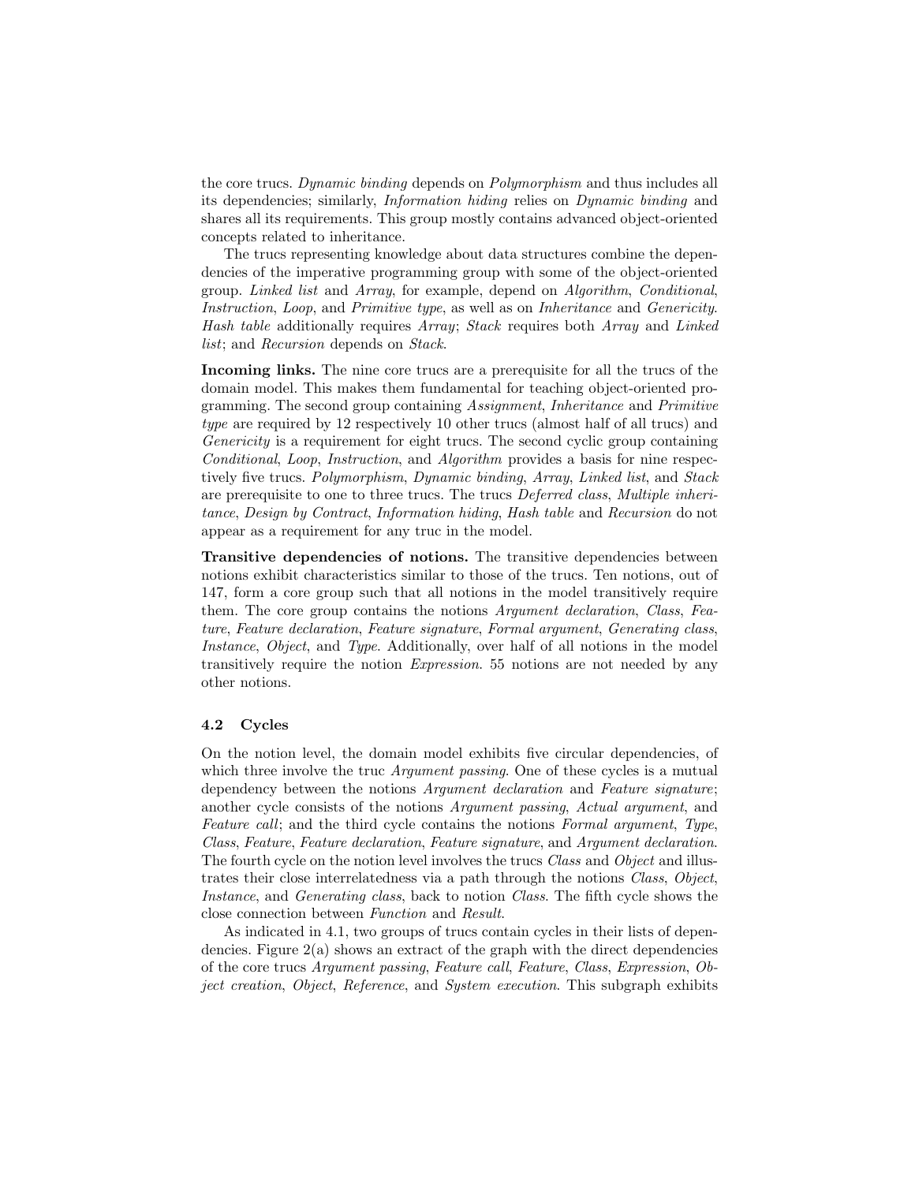the core trucs. *Dynamic binding* depends on *Polymorphism* and thus includes all its dependencies; similarly, *Information hiding* relies on *Dynamic binding* and shares all its requirements. This group mostly contains advanced object-oriented concepts related to inheritance.

The trucs representing knowledge about data structures combine the dependencies of the imperative programming group with some of the object-oriented group. *Linked list* and *Array*, for example, depend on *Algorithm*, *Conditional*, *Instruction*, *Loop*, and *Primitive type*, as well as on *Inheritance* and *Genericity*. *Hash table* additionally requires *Array*; *Stack* requires both *Array* and *Linked list*; and *Recursion* depends on *Stack*.

**Incoming links.** The nine core trucs are a prerequisite for all the trucs of the domain model. This makes them fundamental for teaching object-oriented programming. The second group containing *Assignment*, *Inheritance* and *Primitive type* are required by 12 respectively 10 other trucs (almost half of all trucs) and *Genericity* is a requirement for eight trucs. The second cyclic group containing *Conditional*, *Loop*, *Instruction*, and *Algorithm* provides a basis for nine respectively five trucs. *Polymorphism*, *Dynamic binding*, *Array*, *Linked list*, and *Stack* are prerequisite to one to three trucs. The trucs *Deferred class*, *Multiple inheritance*, *Design by Contract*, *Information hiding*, *Hash table* and *Recursion* do not appear as a requirement for any truc in the model.

**Transitive dependencies of notions.** The transitive dependencies between notions exhibit characteristics similar to those of the trucs. Ten notions, out of 147, form a core group such that all notions in the model transitively require them. The core group contains the notions *Argument declaration*, *Class*, *Feature*, *Feature declaration*, *Feature signature*, *Formal argument*, *Generating class*, *Instance*, *Object*, and *Type*. Additionally, over half of all notions in the model transitively require the notion *Expression*. 55 notions are not needed by any other notions.

### 4.2 Cycles

On the notion level, the domain model exhibits five circular dependencies, of which three involve the truc *Argument passing*. One of these cycles is a mutual dependency between the notions *Argument declaration* and *Feature signature*; another cycle consists of the notions *Argument passing*, *Actual argument*, and *Feature call*; and the third cycle contains the notions *Formal argument*, *Type*, *Class*, *Feature*, *Feature declaration*, *Feature signature*, and *Argument declaration*. The fourth cycle on the notion level involves the trucs *Class* and *Object* and illustrates their close interrelatedness via a path through the notions *Class*, *Object*, *Instance*, and *Generating class*, back to notion *Class*. The fifth cycle shows the close connection between *Function* and *Result*.

As indicated in 4.1, two groups of trucs contain cycles in their lists of dependencies. Figure 2(a) shows an extract of the graph with the direct dependencies of the core trucs *Argument passing*, *Feature call*, *Feature*, *Class*, *Expression*, *Object creation*, *Object*, *Reference*, and *System execution*. This subgraph exhibits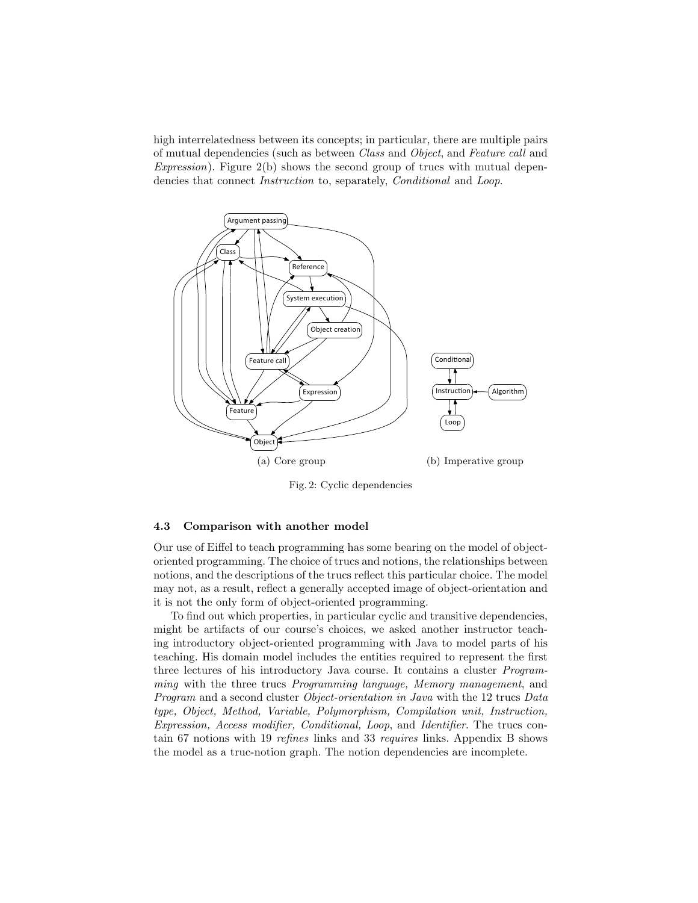high interrelatedness between its concepts; in particular, there are multiple pairs of mutual dependencies (such as between *Class* and *Object*, and *Feature call* and *Expression*). Figure 2(b) shows the second group of trucs with mutual dependencies that connect *Instruction* to, separately, *Conditional* and *Loop*.

(a) Core group

(b) Imperative group

Fig. 2: Cyclic dependencies

### 4.3 Comparison with another model

Our use of Eiffel to teach programming has some bearing on the model of object-oriented programming. The choice of trucs and notions, the relationships between notions, and the descriptions of the trucs reflect this particular choice. The model may not, as a result, reflect a generally accepted image of object-orientation and it is not the only form of object-oriented programming.

To find out which properties, in particular cyclic and transitive dependencies, might be artifacts of our course's choices, we asked another instructor teaching introductory object-oriented programming with Java to model parts of his teaching. His domain model includes the entities required to represent the first three lectures of his introductory Java course. It contains a cluster *Programming* with the three trucs *Programming language, Memory management*, and *Program* and a second cluster *Object-orientation in Java* with the 12 trucs *Data type, Object, Method, Variable, Polymorphism, Compilation unit, Instruction, Expression, Access modifier, Conditional, Loop*, and *Identifier*. The trucs contain 67 notions with 19 *refines* links and 33 *requires* links. Appendix B shows the model as a truc-notion graph. The notion dependencies are incomplete.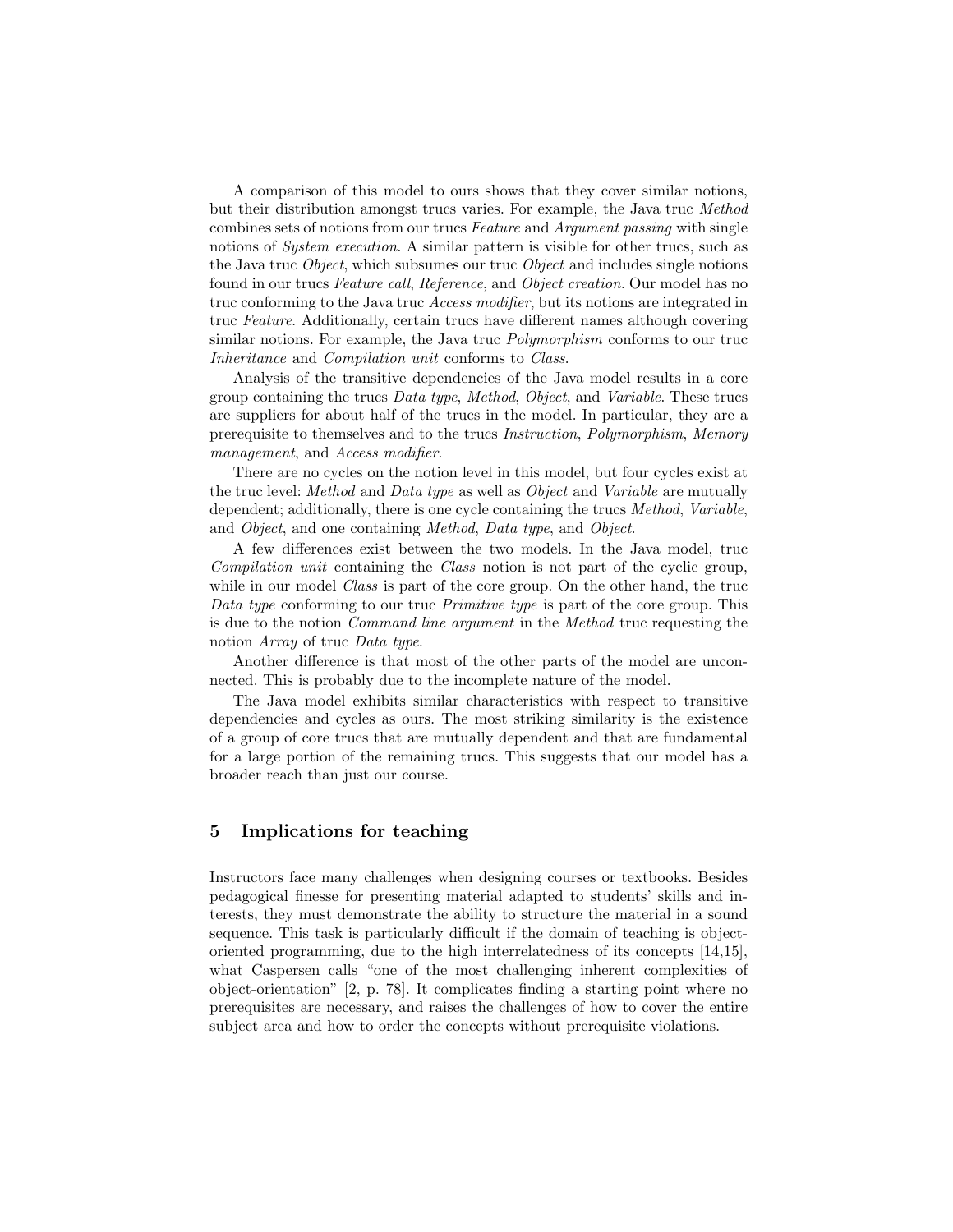A comparison of this model to ours shows that they cover similar notions, but their distribution amongst trucs varies. For example, the Java truc *Method* combines sets of notions from our trucs *Feature* and *Argument passing* with single notions of *System execution*. A similar pattern is visible for other trucs, such as the Java truc *Object*, which subsumes our truc *Object* and includes single notions found in our trucs *Feature call*, *Reference*, and *Object creation*. Our model has no truc conforming to the Java truc *Access modifier*, but its notions are integrated in truc *Feature*. Additionally, certain trucs have different names although covering similar notions. For example, the Java truc *Polymorphism* conforms to our truc *Inheritance* and *Compilation unit* conforms to *Class*.

Analysis of the transitive dependencies of the Java model results in a core group containing the trucs *Data type*, *Method*, *Object*, and *Variable*. These trucs are suppliers for about half of the trucs in the model. In particular, they are a prerequisite to themselves and to the trucs *Instruction*, *Polymorphism*, *Memory management*, and *Access modifier*.

There are no cycles on the notion level in this model, but four cycles exist at the truc level: *Method* and *Data type* as well as *Object* and *Variable* are mutually dependent; additionally, there is one cycle containing the trucs *Method*, *Variable*, and *Object*, and one containing *Method*, *Data type*, and *Object*.

A few differences exist between the two models. In the Java model, truc *Compilation unit* containing the *Class* notion is not part of the cyclic group, while in our model *Class* is part of the core group. On the other hand, the truc *Data type* conforming to our truc *Primitive type* is part of the core group. This is due to the notion *Command line argument* in the *Method* truc requesting the notion *Array* of truc *Data type*.

Another difference is that most of the other parts of the model are unconnected. This is probably due to the incomplete nature of the model.

The Java model exhibits similar characteristics with respect to transitive dependencies and cycles as ours. The most striking similarity is the existence of a group of core trucs that are mutually dependent and that are fundamental for a large portion of the remaining trucs. This suggests that our model has a broader reach than just our course.

## 5 Implications for teaching

Instructors face many challenges when designing courses or textbooks. Besides pedagogical finesse for presenting material adapted to students' skills and interests, they must demonstrate the ability to structure the material in a sound sequence. This task is particularly difficult if the domain of teaching is object-oriented programming, due to the high interrelatedness of its concepts [14,15], what Caspersen calls "one of the most challenging inherent complexities of object-orientation" [2, p. 78]. It complicates finding a starting point where no prerequisites are necessary, and raises the challenges of how to cover the entire subject area and how to order the concepts without prerequisite violations.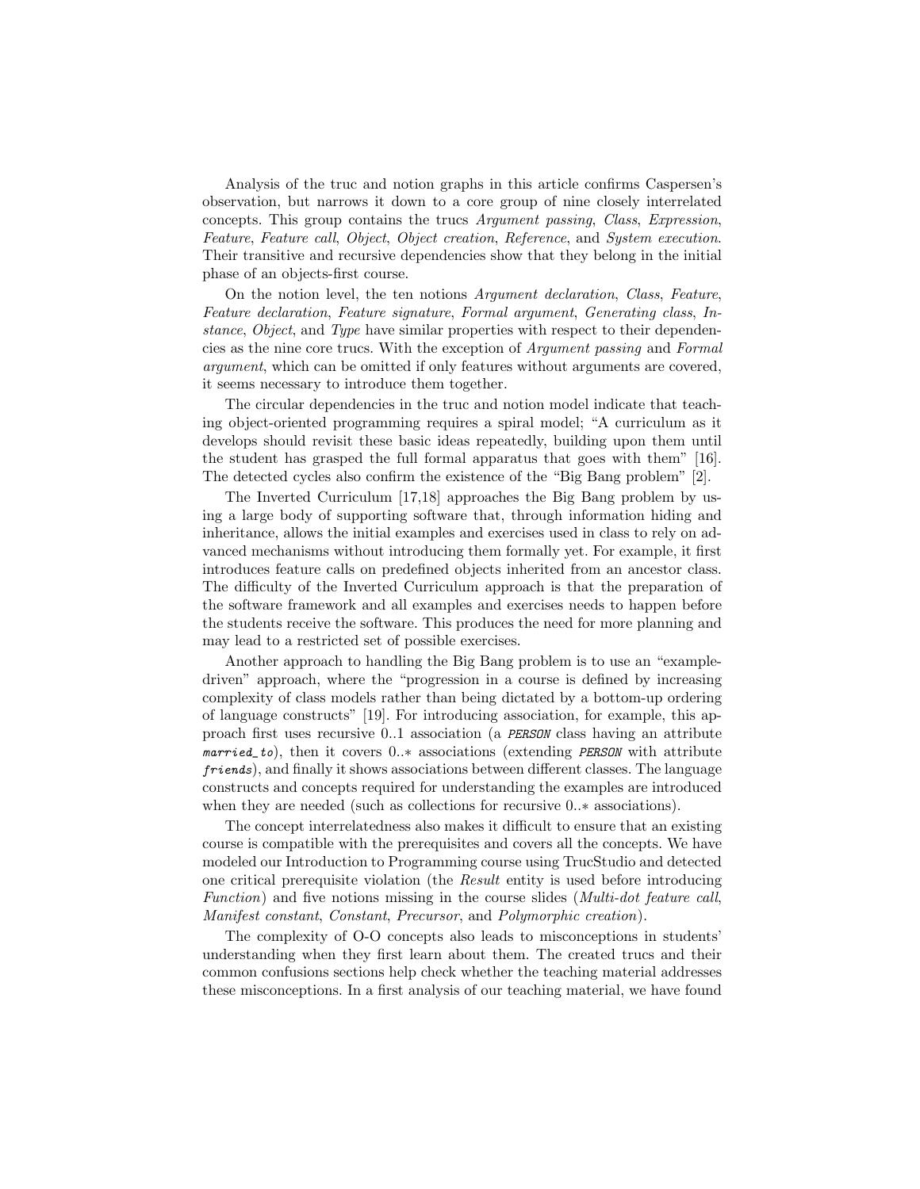Analysis of the truc and notion graphs in this article confirms Caspersen's observation, but narrows it down to a core group of nine closely interrelated concepts. This group contains the trucs *Argument passing*, *Class*, *Expression*, *Feature*, *Feature call*, *Object*, *Object creation*, *Reference*, and *System execution*. Their transitive and recursive dependencies show that they belong in the initial phase of an objects-first course.

On the notion level, the ten notions *Argument declaration*, *Class*, *Feature*, *Feature declaration*, *Feature signature*, *Formal argument*, *Generating class*, *Instance*, *Object*, and *Type* have similar properties with respect to their dependencies as the nine core trucs. With the exception of *Argument passing* and *Formal argument*, which can be omitted if only features without arguments are covered, it seems necessary to introduce them together.

The circular dependencies in the truc and notion model indicate that teaching object-oriented programming requires a spiral model; "A curriculum as it develops should revisit these basic ideas repeatedly, building upon them until the student has grasped the full formal apparatus that goes with them" [16]. The detected cycles also confirm the existence of the "Big Bang problem" [2].

The Inverted Curriculum [17,18] approaches the Big Bang problem by using a large body of supporting software that, through information hiding and inheritance, allows the initial examples and exercises used in class to rely on advanced mechanisms without introducing them formally yet. For example, it first introduces feature calls on predefined objects inherited from an ancestor class. The difficulty of the Inverted Curriculum approach is that the preparation of the software framework and all examples and exercises needs to happen before the students receive the software. This produces the need for more planning and may lead to a restricted set of possible exercises.

Another approach to handling the Big Bang problem is to use an "example-driven" approach, where the "progression in a course is defined by increasing complexity of class models rather than being dictated by a bottom-up ordering of language constructs" [19]. For introducing association, for example, this approach first uses recursive 0..1 association (a *PERSON* class having an attribute *married_to*), then it covers 0..∗ associations (extending *PERSON* with attribute *friends*), and finally it shows associations between different classes. The language constructs and concepts required for understanding the examples are introduced when they are needed (such as collections for recursive 0..∗ associations).

The concept interrelatedness also makes it difficult to ensure that an existing course is compatible with the prerequisites and covers all the concepts. We have modeled our Introduction to Programming course using TrucStudio and detected one critical prerequisite violation (the *Result* entity is used before introducing *Function*) and five notions missing in the course slides (*Multi-dot feature call*, *Manifest constant*, *Constant*, *Precursor*, and *Polymorphic creation*).

The complexity of O-O concepts also leads to misconceptions in students' understanding when they first learn about them. The created trucs and their common confusions sections help check whether the teaching material addresses these misconceptions. In a first analysis of our teaching material, we have found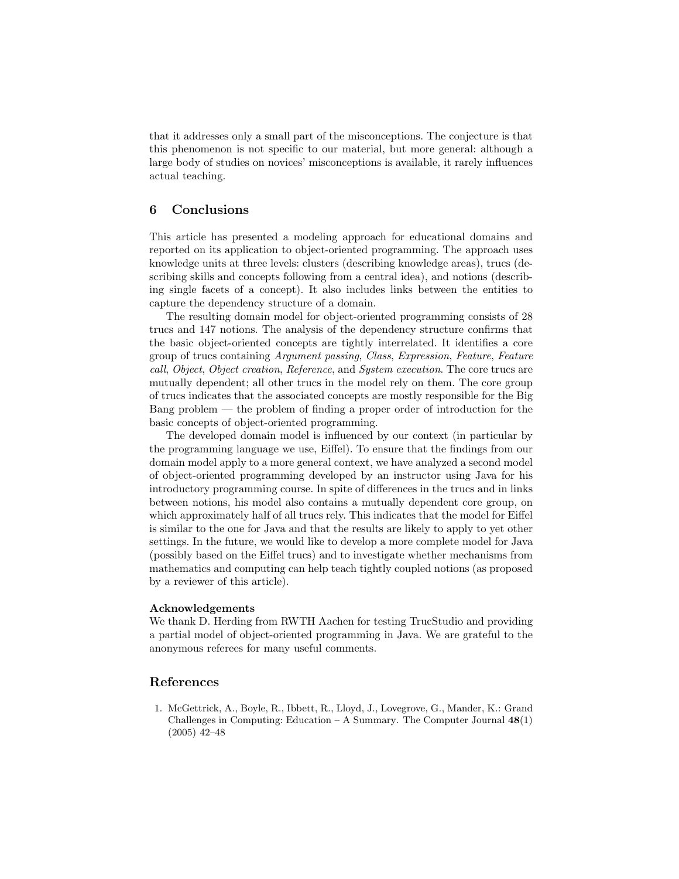that it addresses only a small part of the misconceptions. The conjecture is that this phenomenon is not specific to our material, but more general: although a large body of studies on novices' misconceptions is available, it rarely influences actual teaching.

## 6 Conclusions

This article has presented a modeling approach for educational domains and reported on its application to object-oriented programming. The approach uses knowledge units at three levels: clusters (describing knowledge areas), trucs (describing skills and concepts following from a central idea), and notions (describing single facets of a concept). It also includes links between the entities to capture the dependency structure of a domain.

The resulting domain model for object-oriented programming consists of 28 trucs and 147 notions. The analysis of the dependency structure confirms that the basic object-oriented concepts are tightly interrelated. It identifies a core group of trucs containing *Argument passing*, *Class*, *Expression*, *Feature*, *Feature call*, *Object*, *Object creation*, *Reference*, and *System execution*. The core trucs are mutually dependent; all other trucs in the model rely on them. The core group of trucs indicates that the associated concepts are mostly responsible for the Big Bang problem — the problem of finding a proper order of introduction for the basic concepts of object-oriented programming.

The developed domain model is influenced by our context (in particular by the programming language we use, Eiffel). To ensure that the findings from our domain model apply to a more general context, we have analyzed a second model of object-oriented programming developed by an instructor using Java for his introductory programming course. In spite of differences in the trucs and in links between notions, his model also contains a mutually dependent core group, on which approximately half of all trucs rely. This indicates that the model for Eiffel is similar to the one for Java and that the results are likely to apply to yet other settings. In the future, we would like to develop a more complete model for Java (possibly based on the Eiffel trucs) and to investigate whether mechanisms from mathematics and computing can help teach tightly coupled notions (as proposed by a reviewer of this article).

**Acknowledgements**

We thank D. Herding from RWTH Aachen for testing TrucStudio and providing a partial model of object-oriented programming in Java. We are grateful to the anonymous referees for many useful comments.

## References

1. McGettrick, A., Boyle, R., Ibbett, R., Lloyd, J., Lovegrove, G., Mander, K.: Grand Challenges in Computing: Education – A Summary. The Computer Journal **48**(1) (2005) 42–48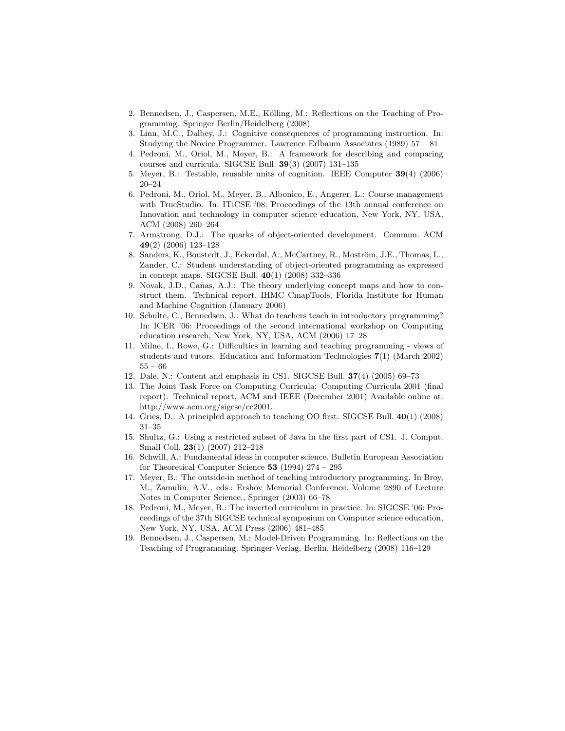2. Bennedsen, J., Caspersen, M.E., Kölling, M.: Reflections on the Teaching of Programming. Springer Berlin/Heidelberg (2008)
3. Linn, M.C., Dalbey, J.: Cognitive consequences of programming instruction. In: Studying the Novice Programmer. Lawrence Erlbaum Associates (1989) 57 – 81
4. Pedroni, M., Oriol, M., Meyer, B.: A framework for describing and comparing courses and curricula. SIGCSE Bull. **39**(3) (2007) 131–135
5. Meyer, B.: Testable, reusable units of cognition. IEEE Computer **39**(4) (2006) 20–24
6. Pedroni, M., Oriol, M., Meyer, B., Albonico, E., Angerer, L.: Course management with TrucStudio. In: ITiCSE '08: Proceedings of the 13th annual conference on Innovation and technology in computer science education, New York, NY, USA, ACM (2008) 260–264
7. Armstrong, D.J.: The quarks of object-oriented development. Commun. ACM **49**(2) (2006) 123–128
8. Sanders, K., Boustedt, J., Eckerdal, A., McCartney, R., Moström, J.E., Thomas, L., Zander, C.: Student understanding of object-oriented programming as expressed in concept maps. SIGCSE Bull. **40**(1) (2008) 332–336
9. Novak, J.D., Cañas, A.J.: The theory underlying concept maps and how to construct them. Technical report, IHMC CmapTools, Florida Institute for Human and Machine Cognition (January 2006)
10. Schulte, C., Bennedsen, J.: What do teachers teach in introductory programming? In: ICER '06: Proceedings of the second international workshop on Computing education research, New York, NY, USA, ACM (2006) 17–28
11. Milne, I., Rowe, G.: Difficulties in learning and teaching programming - views of students and tutors. Education and Information Technologies **7**(1) (March 2002) 55 – 66
12. Dale, N.: Content and emphasis in CS1. SIGCSE Bull. **37**(4) (2005) 69–73
13. The Joint Task Force on Computing Curricula: Computing Curricula 2001 (final report). Technical report, ACM and IEEE (December 2001) Available online at: http://www.acm.org/sigcse/cc2001.
14. Gries, D.: A principled approach to teaching OO first. SIGCSE Bull. **40**(1) (2008) 31–35
15. Shultz, G.: Using a restricted subset of Java in the first part of CS1. J. Comput. Small Coll. **23**(1) (2007) 212–218
16. Schwill, A.: Fundamental ideas in computer science. Bulletin European Association for Theoretical Computer Science **53** (1994) 274 – 295
17. Meyer, B.: The outside-in method of teaching introductory programming. In Broy, M., Zamulin, A.V., eds.: Ershov Memorial Conference. Volume 2890 of Lecture Notes in Computer Science., Springer (2003) 66–78
18. Pedroni, M., Meyer, B.: The inverted curriculum in practice. In: SIGCSE '06: Proceedings of the 37th SIGCSE technical symposium on Computer science education, New York, NY, USA, ACM Press (2006) 481–485
19. Bennedsen, J., Caspersen, M.: Model-Driven Programming. In: Reflections on the Teaching of Programming. Springer-Verlag, Berlin, Heidelberg (2008) 116–129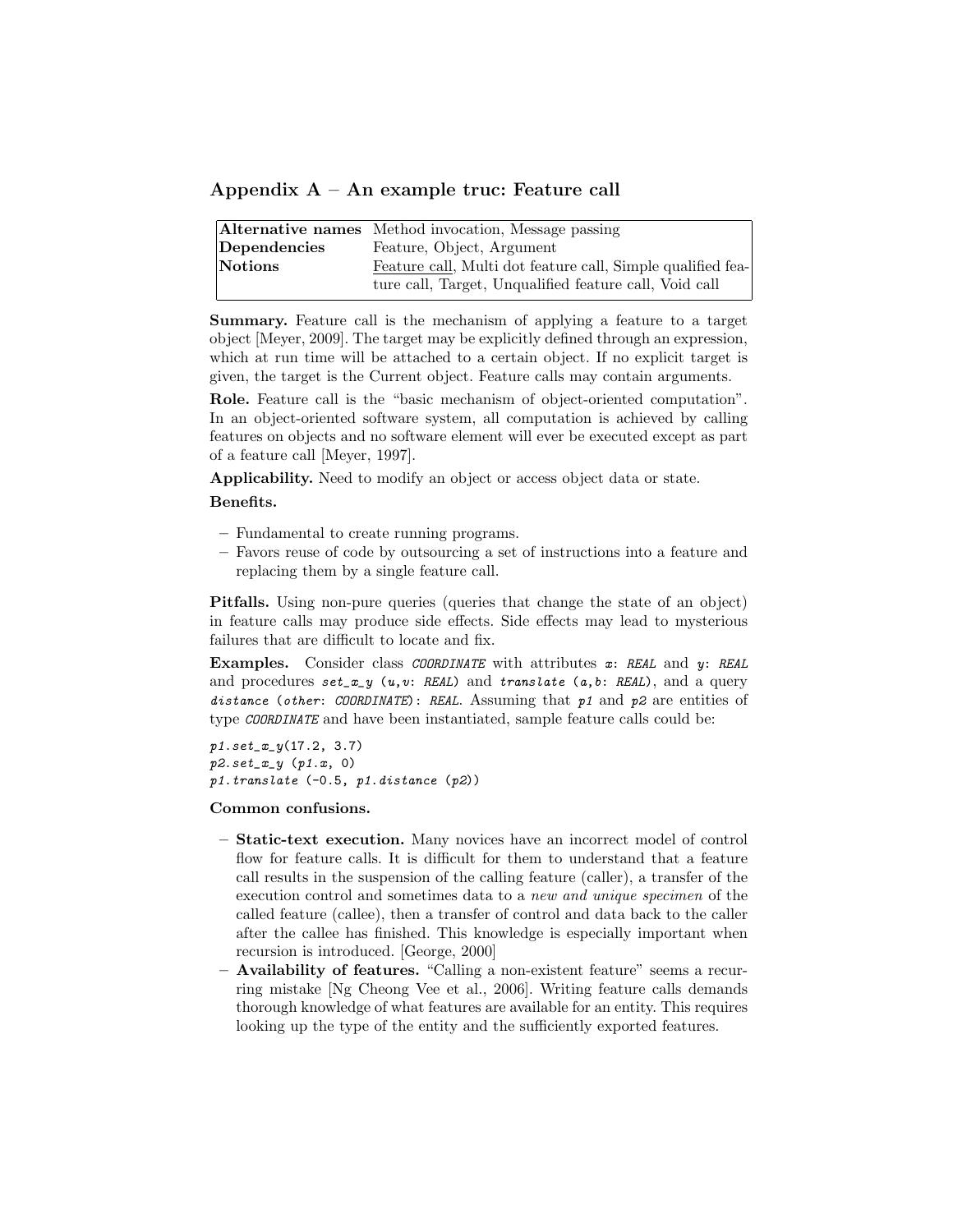## Appendix A – An example truc: Feature call

| | |
|---|---|
| **Alternative names** | Method invocation, Message passing |
| **Dependencies** | Feature, Object, Argument |
| **Notions** | Feature call, Multi dot feature call, Simple qualified feature call, Target, Unqualified feature call, Void call |

**Summary.** Feature call is the mechanism of applying a feature to a target object [Meyer, 2009]. The target may be explicitly defined through an expression, which at run time will be attached to a certain object. If no explicit target is given, the target is the Current object. Feature calls may contain arguments.

**Role.** Feature call is the "basic mechanism of object-oriented computation". In an object-oriented software system, all computation is achieved by calling features on objects and no software element will ever be executed except as part of a feature call [Meyer, 1997].

**Applicability.** Need to modify an object or access object data or state.

**Benefits.**

- Fundamental to create running programs.
- Favors reuse of code by outsourcing a set of instructions into a feature and replacing them by a single feature call.

**Pitfalls.** Using non-pure queries (queries that change the state of an object) in feature calls may produce side effects. Side effects may lead to mysterious failures that are difficult to locate and fix.

**Examples.** Consider class *COORDINATE* with attributes *x*: *REAL* and *y*: *REAL* and procedures *set_x_y* (*u*,*v*: *REAL*) and *translate* (*a*,*b*: *REAL*), and a query *distance* (*other*: *COORDINATE*): *REAL*. Assuming that *p1* and *p2* are entities of type *COORDINATE* and have been instantiated, sample feature calls could be:

```
p1.set_x_y(17.2, 3.7)
p2.set_x_y (p1.x, 0)
p1.translate (-0.5, p1.distance (p2))
```

**Common confusions.**

- **Static-text execution.** Many novices have an incorrect model of control flow for feature calls. It is difficult for them to understand that a feature call results in the suspension of the calling feature (caller), a transfer of the execution control and sometimes data to a *new and unique specimen* of the called feature (callee), then a transfer of control and data back to the caller after the callee has finished. This knowledge is especially important when recursion is introduced. [George, 2000]
- **Availability of features.** "Calling a non-existent feature" seems a recurring mistake [Ng Cheong Vee et al., 2006]. Writing feature calls demands thorough knowledge of what features are available for an entity. This requires looking up the type of the entity and the sufficiently exported features.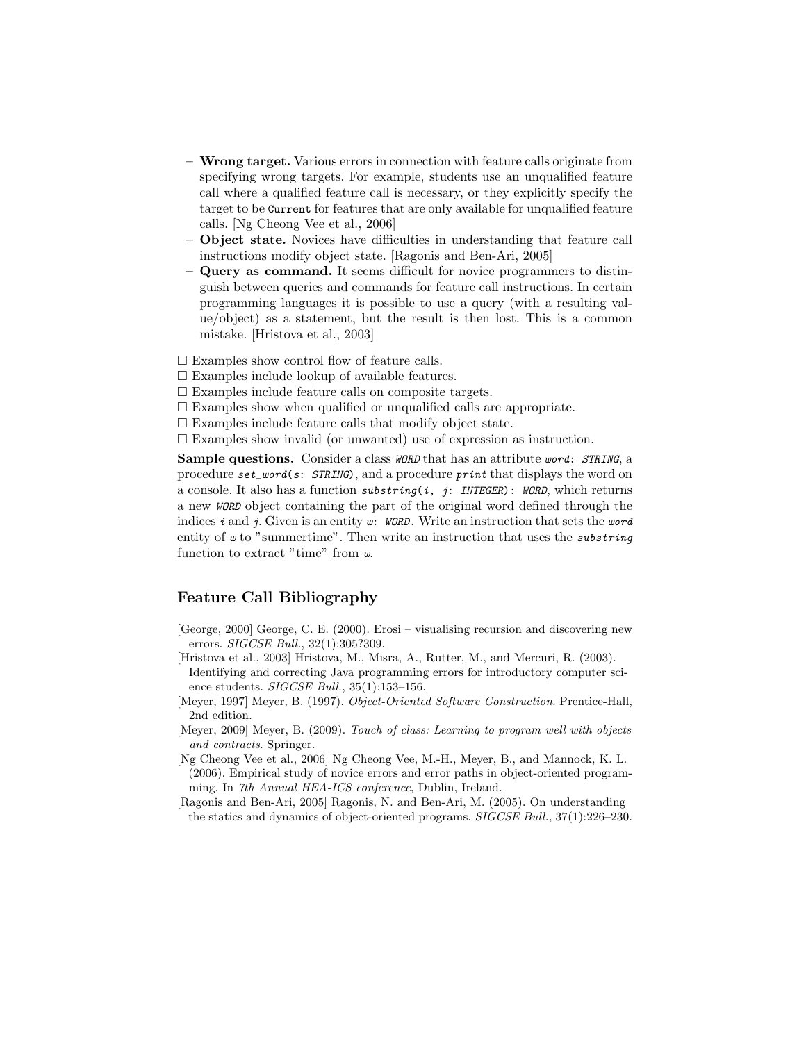- **Wrong target.** Various errors in connection with feature calls originate from specifying wrong targets. For example, students use an unqualified feature call where a qualified feature call is necessary, or they explicitly specify the target to be `Current` for features that are only available for unqualified feature calls. [Ng Cheong Vee et al., 2006]
- **Object state.** Novices have difficulties in understanding that feature call instructions modify object state. [Ragonis and Ben-Ari, 2005]
- **Query as command.** It seems difficult for novice programmers to distinguish between queries and commands for feature call instructions. In certain programming languages it is possible to use a query (with a resulting value/object) as a statement, but the result is then lost. This is a common mistake. [Hristova et al., 2003]

□ Examples show control flow of feature calls.
□ Examples include lookup of available features.
□ Examples include feature calls on composite targets.
□ Examples show when qualified or unqualified calls are appropriate.
□ Examples include feature calls that modify object state.
□ Examples show invalid (or unwanted) use of expression as instruction.

**Sample questions.** Consider a class *WORD* that has an attribute *word*: *STRING*, a procedure *set_word*(*s*: *STRING*), and a procedure *print* that displays the word on a console. It also has a function *substring*(*i*, *j*: *INTEGER*): *WORD*, which returns a new *WORD* object containing the part of the original word defined through the indices *i* and *j*. Given is an entity *w*: *WORD*. Write an instruction that sets the *word* entity of *w* to "summertime". Then write an instruction that uses the *substring* function to extract "time" from *w*.

## Feature Call Bibliography

[George, 2000] George, C. E. (2000). Erosi – visualising recursion and discovering new errors. *SIGCSE Bull.*, 32(1):305?309.

[Hristova et al., 2003] Hristova, M., Misra, A., Rutter, M., and Mercuri, R. (2003). Identifying and correcting Java programming errors for introductory computer science students. *SIGCSE Bull.*, 35(1):153–156.

[Meyer, 1997] Meyer, B. (1997). *Object-Oriented Software Construction*. Prentice-Hall, 2nd edition.

[Meyer, 2009] Meyer, B. (2009). *Touch of class: Learning to program well with objects and contracts*. Springer.

[Ng Cheong Vee et al., 2006] Ng Cheong Vee, M.-H., Meyer, B., and Mannock, K. L. (2006). Empirical study of novice errors and error paths in object-oriented programming. In *7th Annual HEA-ICS conference*, Dublin, Ireland.

[Ragonis and Ben-Ari, 2005] Ragonis, N. and Ben-Ari, M. (2005). On understanding the statics and dynamics of object-oriented programs. *SIGCSE Bull.*, 37(1):226–230.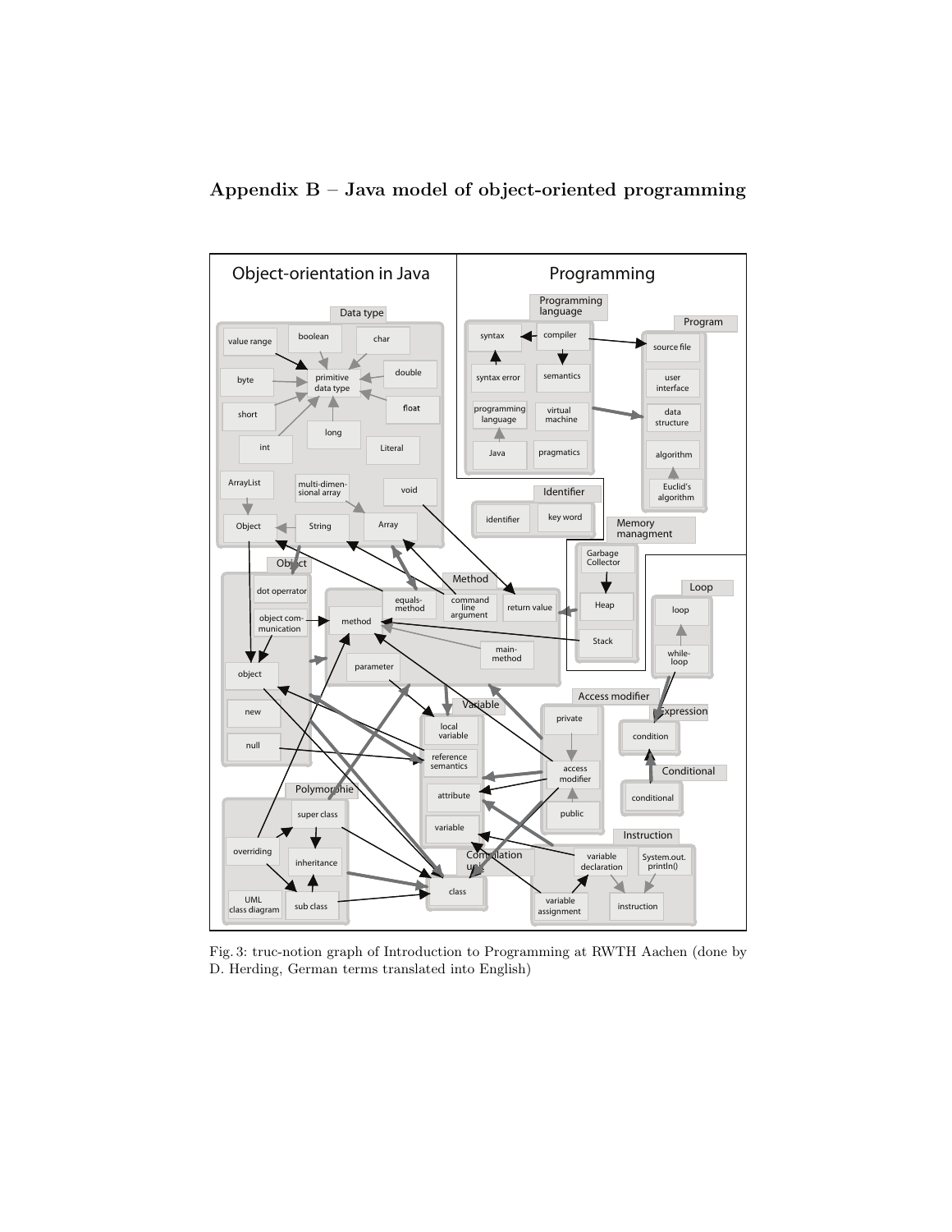## Appendix B – Java model of object-oriented programming

Object-orientation in Java

Programming

Data type

value range
boolean
char
byte
primitive data type
double
short
float
long
int
Literal
ArrayList
multi-dimensional array
void
Object
String
Array

Programming language

syntax
compiler
syntax error
semantics
programming language
virtual machine
Java
pragmatics

Program

source file
user interface
data structure
algorithm
Euclid's algorithm

Identifier

identifier
key word

Memory managment

Garbage Collector
Heap
Stack

Object

dot operrator
object communication
object
new
null

Method

equals-method
command line argument
return value
method
main-method
parameter

Loop

loop
while-loop

Variable

local variable
reference semantics
attribute
variable

Access modifier

private
access modifier
public

Expression

condition

Conditional

conditional

Polymorphie

super class
overriding
inheritance
UML class diagram
sub class

Compilation unit

class

Instruction

variable declaration
System.out.println()
variable assignment
instruction

Fig. 3: truc-notion graph of Introduction to Programming at RWTH Aachen (done by D. Herding, German terms translated into English)